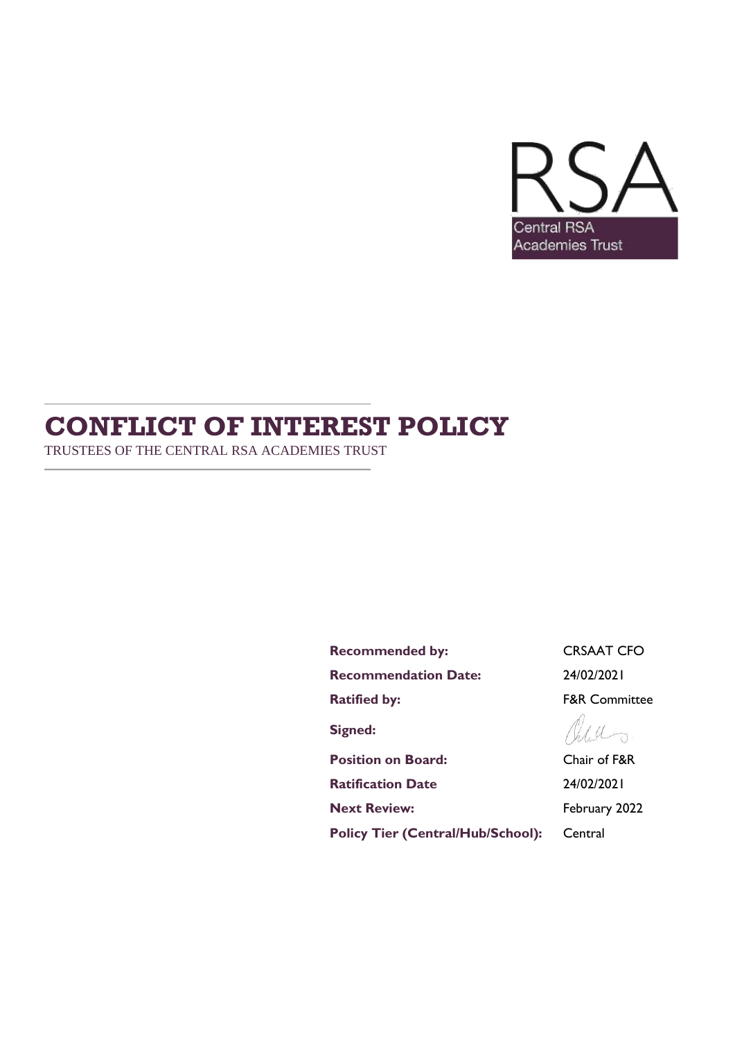RSA

Central RSA Academies Trust

# CONFLICT OF INTEREST POLICY

TRUSTEES OF THE CENTRAL RSA ACADEMIES TRUST

| | |
|---|---|
| **Recommended by:** | CRSAAT CFO |
| **Recommendation Date:** | 24/02/2021 |
| **Ratified by:** | F&R Committee |
| **Signed:** | |
| **Position on Board:** | Chair of F&R |
| **Ratification Date** | 24/02/2021 |
| **Next Review:** | February 2022 |
| **Policy Tier (Central/Hub/School):** | Central |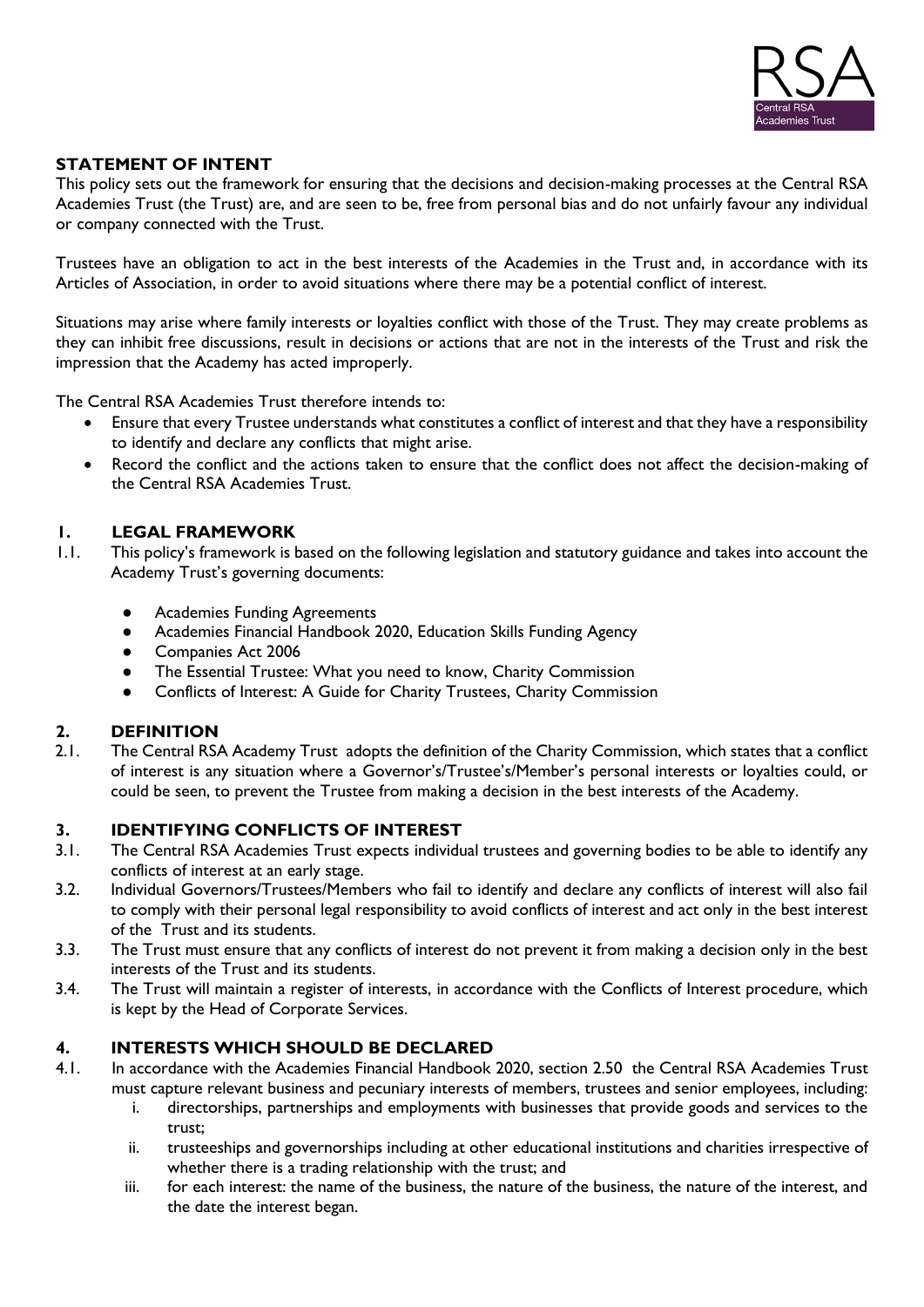## STATEMENT OF INTENT

This policy sets out the framework for ensuring that the decisions and decision-making processes at the Central RSA Academies Trust (the Trust) are, and are seen to be, free from personal bias and do not unfairly favour any individual or company connected with the Trust.

Trustees have an obligation to act in the best interests of the Academies in the Trust and, in accordance with its Articles of Association, in order to avoid situations where there may be a potential conflict of interest.

Situations may arise where family interests or loyalties conflict with those of the Trust. They may create problems as they can inhibit free discussions, result in decisions or actions that are not in the interests of the Trust and risk the impression that the Academy has acted improperly.

The Central RSA Academies Trust therefore intends to:

- Ensure that every Trustee understands what constitutes a conflict of interest and that they have a responsibility to identify and declare any conflicts that might arise.
- Record the conflict and the actions taken to ensure that the conflict does not affect the decision-making of the Central RSA Academies Trust.

## 1. LEGAL FRAMEWORK

1.1. This policy's framework is based on the following legislation and statutory guidance and takes into account the Academy Trust's governing documents:

- Academies Funding Agreements
- Academies Financial Handbook 2020, Education Skills Funding Agency
- Companies Act 2006
- The Essential Trustee: What you need to know, Charity Commission
- Conflicts of Interest: A Guide for Charity Trustees, Charity Commission

## 2. DEFINITION

2.1. The Central RSA Academy Trust adopts the definition of the Charity Commission, which states that a conflict of interest is any situation where a Governor's/Trustee's/Member's personal interests or loyalties could, or could be seen, to prevent the Trustee from making a decision in the best interests of the Academy.

## 3. IDENTIFYING CONFLICTS OF INTEREST

3.1. The Central RSA Academies Trust expects individual trustees and governing bodies to be able to identify any conflicts of interest at an early stage.

3.2. Individual Governors/Trustees/Members who fail to identify and declare any conflicts of interest will also fail to comply with their personal legal responsibility to avoid conflicts of interest and act only in the best interest of the Trust and its students.

3.3. The Trust must ensure that any conflicts of interest do not prevent it from making a decision only in the best interests of the Trust and its students.

3.4. The Trust will maintain a register of interests, in accordance with the Conflicts of Interest procedure, which is kept by the Head of Corporate Services.

## 4. INTERESTS WHICH SHOULD BE DECLARED

4.1. In accordance with the Academies Financial Handbook 2020, section 2.50 the Central RSA Academies Trust must capture relevant business and pecuniary interests of members, trustees and senior employees, including:

   i. directorships, partnerships and employments with businesses that provide goods and services to the trust;

   ii. trusteeships and governorships including at other educational institutions and charities irrespective of whether there is a trading relationship with the trust; and

   iii. for each interest: the name of the business, the nature of the business, the nature of the interest, and the date the interest began.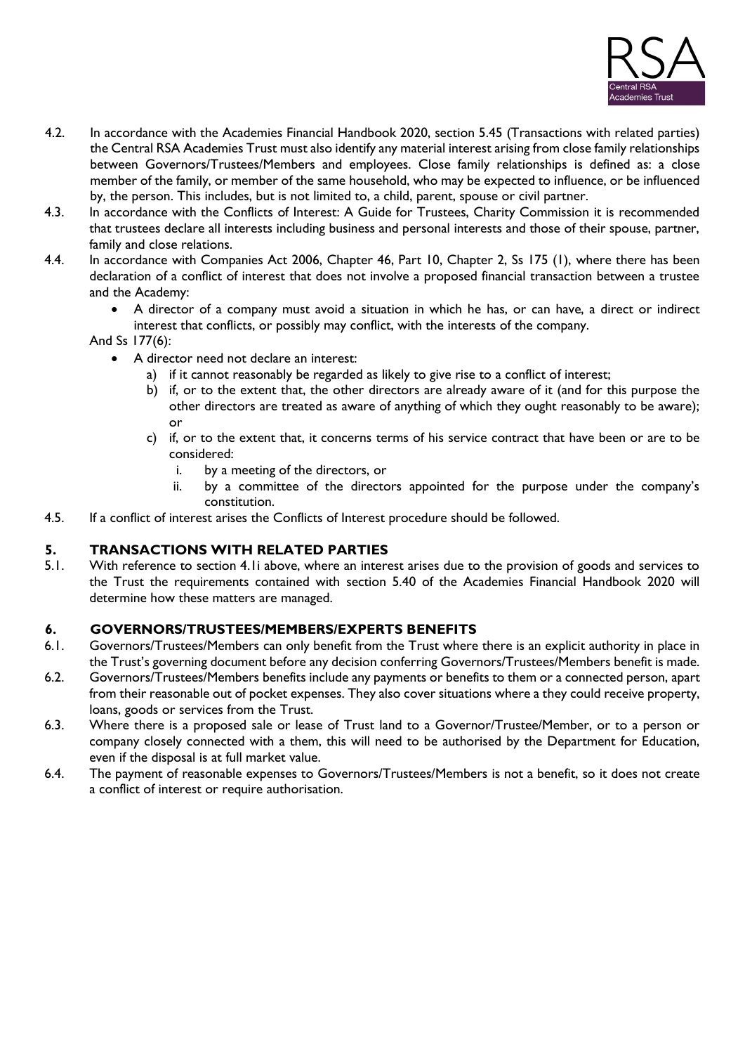4.2. In accordance with the Academies Financial Handbook 2020, section 5.45 (Transactions with related parties) the Central RSA Academies Trust must also identify any material interest arising from close family relationships between Governors/Trustees/Members and employees. Close family relationships is defined as: a close member of the family, or member of the same household, who may be expected to influence, or be influenced by, the person. This includes, but is not limited to, a child, parent, spouse or civil partner.

4.3. In accordance with the Conflicts of Interest: A Guide for Trustees, Charity Commission it is recommended that trustees declare all interests including business and personal interests and those of their spouse, partner, family and close relations.

4.4. In accordance with Companies Act 2006, Chapter 46, Part 10, Chapter 2, Ss 175 (1), where there has been declaration of a conflict of interest that does not involve a proposed financial transaction between a trustee and the Academy:

- A director of a company must avoid a situation in which he has, or can have, a direct or indirect interest that conflicts, or possibly may conflict, with the interests of the company.

And Ss 177(6):

- A director need not declare an interest:
  a) if it cannot reasonably be regarded as likely to give rise to a conflict of interest;
  b) if, or to the extent that, the other directors are already aware of it (and for this purpose the other directors are treated as aware of anything of which they ought reasonably to be aware); or
  c) if, or to the extent that, it concerns terms of his service contract that have been or are to be considered:
     i. by a meeting of the directors, or
     ii. by a committee of the directors appointed for the purpose under the company's constitution.

4.5. If a conflict of interest arises the Conflicts of Interest procedure should be followed.

## 5. TRANSACTIONS WITH RELATED PARTIES

5.1. With reference to section 4.1i above, where an interest arises due to the provision of goods and services to the Trust the requirements contained with section 5.40 of the Academies Financial Handbook 2020 will determine how these matters are managed.

## 6. GOVERNORS/TRUSTEES/MEMBERS/EXPERTS BENEFITS

6.1. Governors/Trustees/Members can only benefit from the Trust where there is an explicit authority in place in the Trust's governing document before any decision conferring Governors/Trustees/Members benefit is made.

6.2. Governors/Trustees/Members benefits include any payments or benefits to them or a connected person, apart from their reasonable out of pocket expenses. They also cover situations where a they could receive property, loans, goods or services from the Trust.

6.3. Where there is a proposed sale or lease of Trust land to a Governor/Trustee/Member, or to a person or company closely connected with a them, this will need to be authorised by the Department for Education, even if the disposal is at full market value.

6.4. The payment of reasonable expenses to Governors/Trustees/Members is not a benefit, so it does not create a conflict of interest or require authorisation.